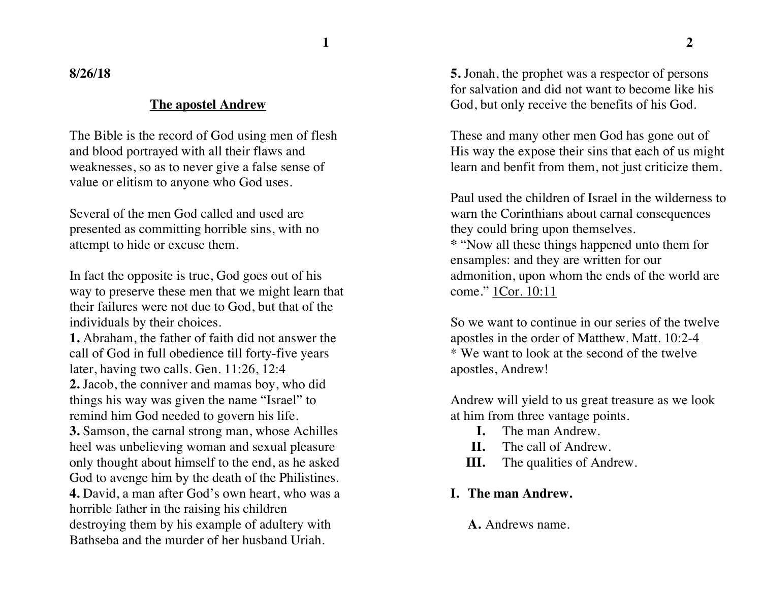**8/26/18**

## The apostel Andrew

The Bible is the record of God using men of flesh and blood portrayed with all their flaws and weaknesses, so as to never give a false sense of value or elitism to anyone who God uses.

Several of the men God called and used are presented as committing horrible sins, with no attempt to hide or excuse them.

In fact the opposite is true, God goes out of his way to preserve these men that we might learn that their failures were not due to God, but that of the individuals by their choices.
**1.** Abraham, the father of faith did not answer the call of God in full obedience till forty-five years later, having two calls. Gen. 11:26, 12:4
**2.** Jacob, the conniver and mamas boy, who did things his way was given the name "Israel" to remind him God needed to govern his life.
**3.** Samson, the carnal strong man, whose Achilles heel was unbelieving woman and sexual pleasure only thought about himself to the end, as he asked God to avenge him by the death of the Philistines.
**4.** David, a man after God's own heart, who was a horrible father in the raising his children destroying them by his example of adultery with Bathseba and the murder of her husband Uriah.
**5.** Jonah, the prophet was a respector of persons for salvation and did not want to become like his God, but only receive the benefits of his God.

These and many other men God has gone out of His way the expose their sins that each of us might learn and benfit from them, not just criticize them.

Paul used the children of Israel in the wilderness to warn the Corinthians about carnal consequences they could bring upon themselves.
**\*** "Now all these things happened unto them for ensamples: and they are written for our admonition, upon whom the ends of the world are come." 1Cor. 10:11

So we want to continue in our series of the twelve apostles in the order of Matthew. Matt. 10:2-4
\* We want to look at the second of the twelve apostles, Andrew!

Andrew will yield to us great treasure as we look at him from three vantage points.

- **I.** The man Andrew.
- **II.** The call of Andrew.
- **III.** The qualities of Andrew.

### I. The man Andrew.

**A.** Andrews name.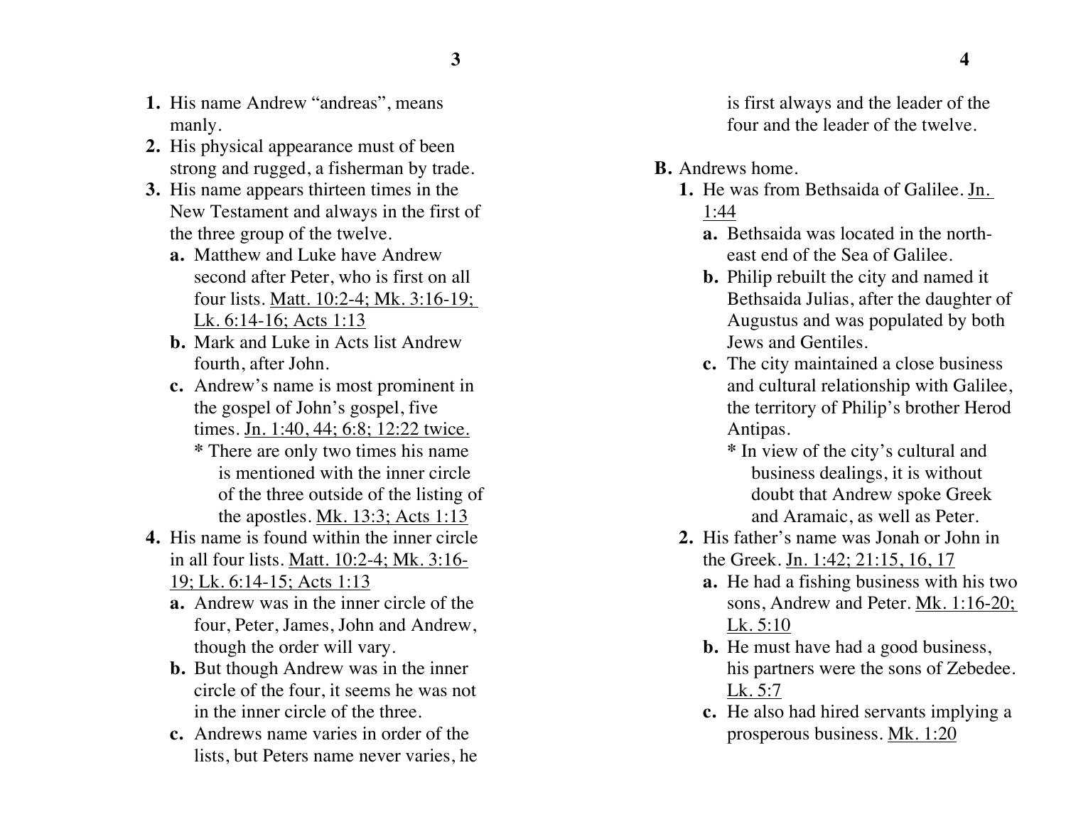1. His name Andrew "andreas", means manly.
2. His physical appearance must of been strong and rugged, a fisherman by trade.
3. His name appears thirteen times in the New Testament and always in the first of the three group of the twelve.
   - a. Matthew and Luke have Andrew second after Peter, who is first on all four lists. Matt. 10:2-4; Mk. 3:16-19; Lk. 6:14-16; Acts 1:13
   - b. Mark and Luke in Acts list Andrew fourth, after John.
   - c. Andrew's name is most prominent in the gospel of John's gospel, five times. Jn. 1:40, 44; 6:8; 12:22 twice.
     - * There are only two times his name is mentioned with the inner circle of the three outside of the listing of the apostles. Mk. 13:3; Acts 1:13
4. His name is found within the inner circle in all four lists. Matt. 10:2-4; Mk. 3:16-19; Lk. 6:14-15; Acts 1:13
   - a. Andrew was in the inner circle of the four, Peter, James, John and Andrew, though the order will vary.
   - b. But though Andrew was in the inner circle of the four, it seems he was not in the inner circle of the three.
   - c. Andrews name varies in order of the lists, but Peters name never varies, he is first always and the leader of the four and the leader of the twelve.

**B.** Andrews home.

1. He was from Bethsaida of Galilee. Jn. 1:44
   - a. Bethsaida was located in the north-east end of the Sea of Galilee.
   - b. Philip rebuilt the city and named it Bethsaida Julias, after the daughter of Augustus and was populated by both Jews and Gentiles.
   - c. The city maintained a close business and cultural relationship with Galilee, the territory of Philip's brother Herod Antipas.
     - * In view of the city's cultural and business dealings, it is without doubt that Andrew spoke Greek and Aramaic, as well as Peter.
2. His father's name was Jonah or John in the Greek. Jn. 1:42; 21:15, 16, 17
   - a. He had a fishing business with his two sons, Andrew and Peter. Mk. 1:16-20; Lk. 5:10
   - b. He must have had a good business, his partners were the sons of Zebedee. Lk. 5:7
   - c. He also had hired servants implying a prosperous business. Mk. 1:20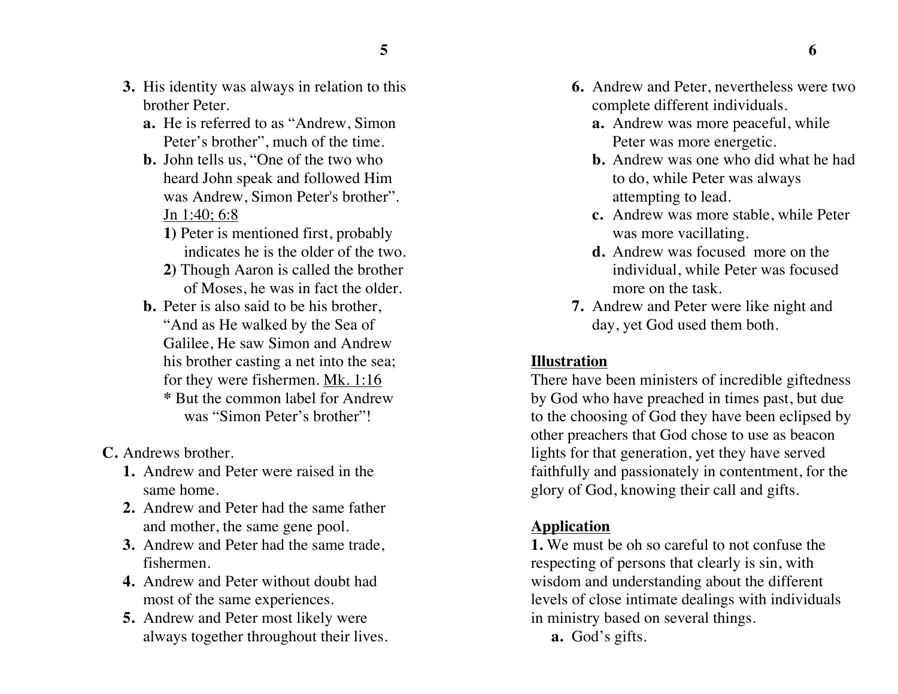3. His identity was always in relation to this brother Peter.
   - a. He is referred to as "Andrew, Simon Peter's brother", much of the time.
   - b. John tells us, "One of the two who heard John speak and followed Him was Andrew, Simon Peter's brother". <u>Jn 1:40; 6:8</u>
     - 1) Peter is mentioned first, probably indicates he is the older of the two.
     - 2) Though Aaron is called the brother of Moses, he was in fact the older.
   - b. Peter is also said to be his brother, "And as He walked by the Sea of Galilee, He saw Simon and Andrew his brother casting a net into the sea; for they were fishermen. <u>Mk. 1:16</u>
     - * But the common label for Andrew was "Simon Peter's brother"!

**C.** Andrews brother.

1. Andrew and Peter were raised in the same home.
2. Andrew and Peter had the same father and mother, the same gene pool.
3. Andrew and Peter had the same trade, fishermen.
4. Andrew and Peter without doubt had most of the same experiences.
5. Andrew and Peter most likely were always together throughout their lives.
6. Andrew and Peter, nevertheless were two complete different individuals.
   - a. Andrew was more peaceful, while Peter was more energetic.
   - b. Andrew was one who did what he had to do, while Peter was always attempting to lead.
   - c. Andrew was more stable, while Peter was more vacillating.
   - d. Andrew was focused more on the individual, while Peter was focused more on the task.
7. Andrew and Peter were like night and day, yet God used them both.

**<u>Illustration</u>**

There have been ministers of incredible giftedness by God who have preached in times past, but due to the choosing of God they have been eclipsed by other preachers that God chose to use as beacon lights for that generation, yet they have served faithfully and passionately in contentment, for the glory of God, knowing their call and gifts.

**<u>Application</u>**

**1.** We must be oh so careful to not confuse the respecting of persons that clearly is sin, with wisdom and understanding about the different levels of close intimate dealings with individuals in ministry based on several things.

- a. God's gifts.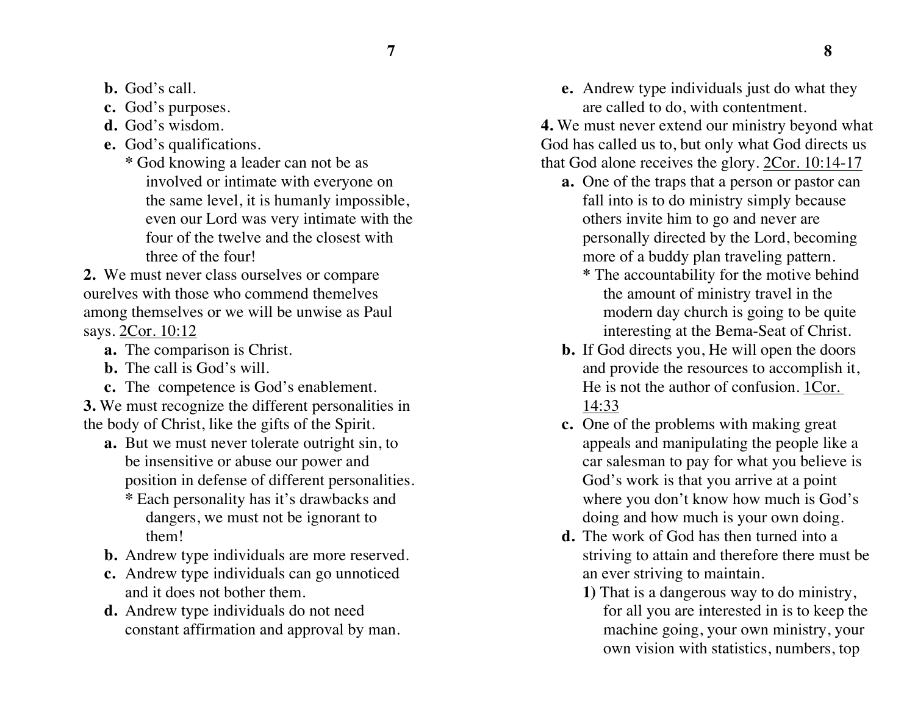**b.** God's call.

**c.** God's purposes.

**d.** God's wisdom.

**e.** God's qualifications.

**\*** God knowing a leader can not be as involved or intimate with everyone on the same level, it is humanly impossible, even our Lord was very intimate with the four of the twelve and the closest with three of the four!

**2.** We must never class ourselves or compare ourelves with those who commend themelves among themselves or we will be unwise as Paul says. <u>2Cor. 10:12</u>

**a.** The comparison is Christ.

**b.** The call is God's will.

**c.** The competence is God's enablement.

**3.** We must recognize the different personalities in the body of Christ, like the gifts of the Spirit.

**a.** But we must never tolerate outright sin, to be insensitive or abuse our power and position in defense of different personalities.

**\*** Each personality has it's drawbacks and dangers, we must not be ignorant to them!

**b.** Andrew type individuals are more reserved.

**c.** Andrew type individuals can go unnoticed and it does not bother them.

**d.** Andrew type individuals do not need constant affirmation and approval by man.

**e.** Andrew type individuals just do what they are called to do, with contentment.

**4.** We must never extend our ministry beyond what God has called us to, but only what God directs us that God alone receives the glory. <u>2Cor. 10:14-17</u>

**a.** One of the traps that a person or pastor can fall into is to do ministry simply because others invite him to go and never are personally directed by the Lord, becoming more of a buddy plan traveling pattern.

**\*** The accountability for the motive behind the amount of ministry travel in the modern day church is going to be quite interesting at the Bema-Seat of Christ.

**b.** If God directs you, He will open the doors and provide the resources to accomplish it, He is not the author of confusion. <u>1Cor. 14:33</u>

**c.** One of the problems with making great appeals and manipulating the people like a car salesman to pay for what you believe is God's work is that you arrive at a point where you don't know how much is God's doing and how much is your own doing.

**d.** The work of God has then turned into a striving to attain and therefore there must be an ever striving to maintain.

**1)** That is a dangerous way to do ministry, for all you are interested in is to keep the machine going, your own ministry, your own vision with statistics, numbers, top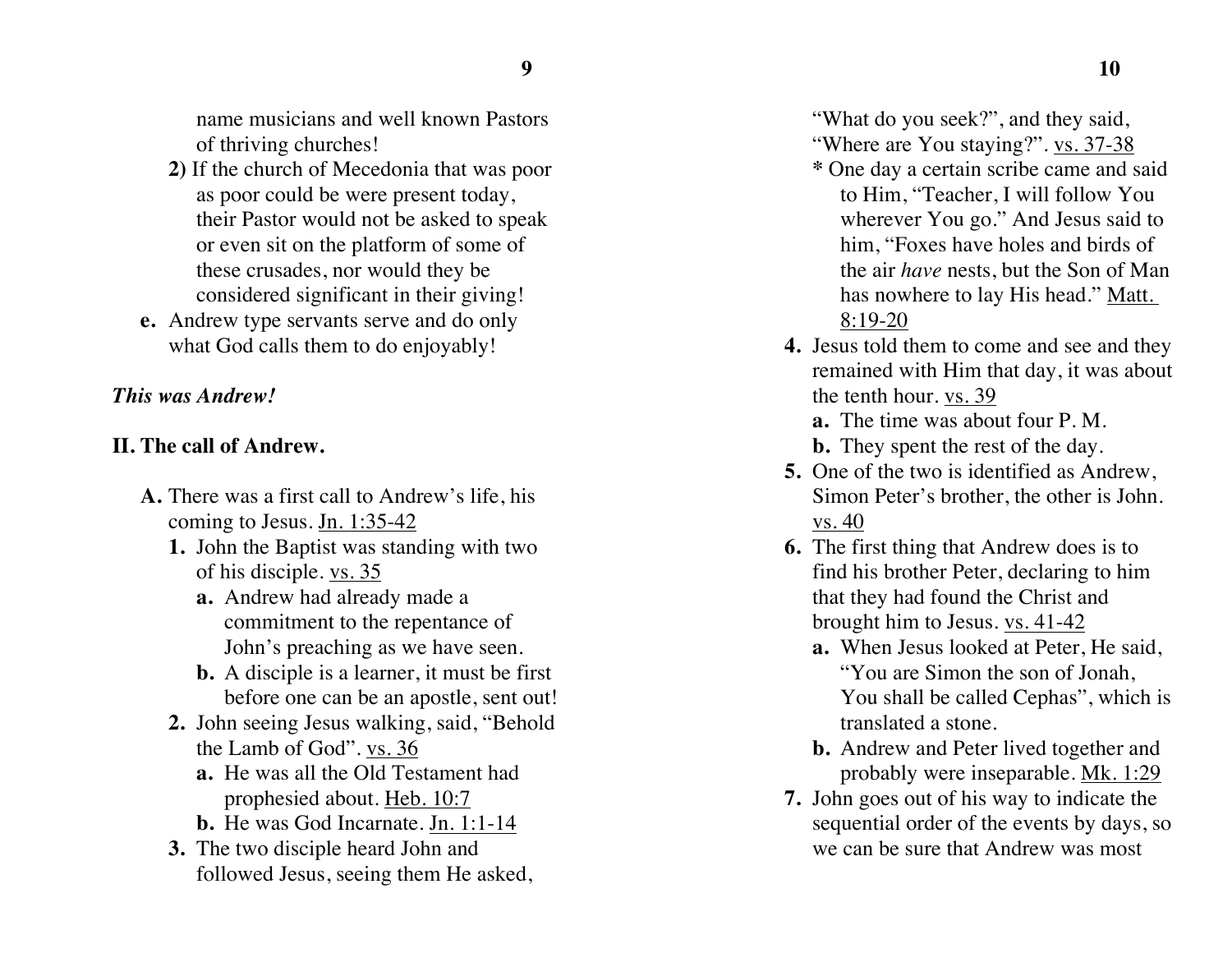name musicians and well known Pastors of thriving churches!

  2) If the church of Mecedonia that was poor as poor could be were present today, their Pastor would not be asked to speak or even sit on the platform of some of these crusades, nor would they be considered significant in their giving!

- **e.** Andrew type servants serve and do only what God calls them to do enjoyably!

***This was Andrew!***

## II. The call of Andrew.

**A.** There was a first call to Andrew's life, his coming to Jesus. <u>Jn. 1:35-42</u>

**1.** John the Baptist was standing with two of his disciple. <u>vs. 35</u>

- **a.** Andrew had already made a commitment to the repentance of John's preaching as we have seen.
- **b.** A disciple is a learner, it must be first before one can be an apostle, sent out!

**2.** John seeing Jesus walking, said, "Behold the Lamb of God". <u>vs. 36</u>

- **a.** He was all the Old Testament had prophesied about. <u>Heb. 10:7</u>
- **b.** He was God Incarnate. <u>Jn. 1:1-14</u>

**3.** The two disciple heard John and followed Jesus, seeing them He asked, "What do you seek?", and they said, "Where are You staying?". <u>vs. 37-38</u>

- \* One day a certain scribe came and said to Him, "Teacher, I will follow You wherever You go." And Jesus said to him, "Foxes have holes and birds of the air *have* nests, but the Son of Man has nowhere to lay His head." <u>Matt. 8:19-20</u>

**4.** Jesus told them to come and see and they remained with Him that day, it was about the tenth hour. <u>vs. 39</u>

- **a.** The time was about four P. M.
- **b.** They spent the rest of the day.

**5.** One of the two is identified as Andrew, Simon Peter's brother, the other is John. <u>vs. 40</u>

**6.** The first thing that Andrew does is to find his brother Peter, declaring to him that they had found the Christ and brought him to Jesus. <u>vs. 41-42</u>

- **a.** When Jesus looked at Peter, He said, "You are Simon the son of Jonah, You shall be called Cephas", which is translated a stone.
- **b.** Andrew and Peter lived together and probably were inseparable. <u>Mk. 1:29</u>

**7.** John goes out of his way to indicate the sequential order of the events by days, so we can be sure that Andrew was most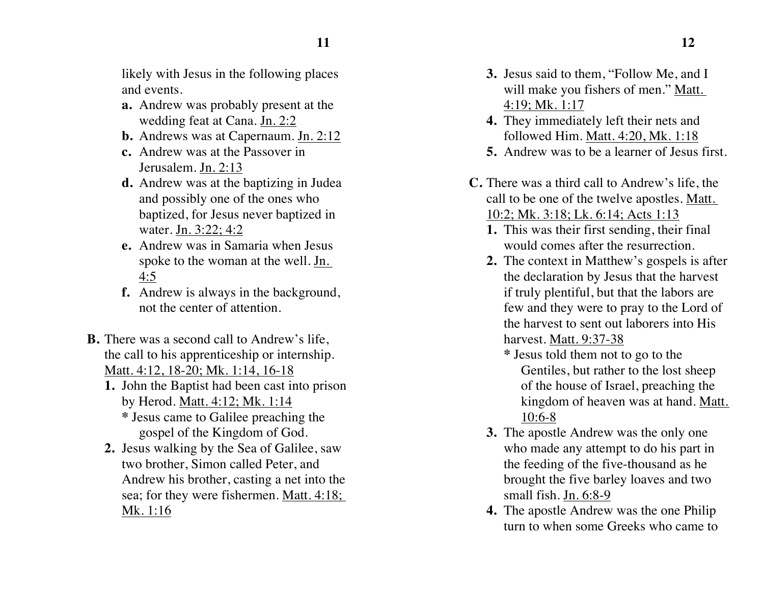likely with Jesus in the following places and events.

- **a.** Andrew was probably present at the wedding feat at Cana. Jn. 2:2
- **b.** Andrews was at Capernaum. Jn. 2:12
- **c.** Andrew was at the Passover in Jerusalem. Jn. 2:13
- **d.** Andrew was at the baptizing in Judea and possibly one of the ones who baptized, for Jesus never baptized in water. Jn. 3:22; 4:2
- **e.** Andrew was in Samaria when Jesus spoke to the woman at the well. Jn. 4:5
- **f.** Andrew is always in the background, not the center of attention.

**B.** There was a second call to Andrew's life, the call to his apprenticeship or internship. Matt. 4:12, 18-20; Mk. 1:14, 16-18

1. John the Baptist had been cast into prison by Herod. Matt. 4:12; Mk. 1:14
   * Jesus came to Galilee preaching the gospel of the Kingdom of God.
2. Jesus walking by the Sea of Galilee, saw two brother, Simon called Peter, and Andrew his brother, casting a net into the sea; for they were fishermen. Matt. 4:18; Mk. 1:16
3. Jesus said to them, "Follow Me, and I will make you fishers of men." Matt. 4:19; Mk. 1:17
4. They immediately left their nets and followed Him. Matt. 4:20, Mk. 1:18
5. Andrew was to be a learner of Jesus first.

**C.** There was a third call to Andrew's life, the call to be one of the twelve apostles. Matt. 10:2; Mk. 3:18; Lk. 6:14; Acts 1:13

1. This was their first sending, their final would comes after the resurrection.
2. The context in Matthew's gospels is after the declaration by Jesus that the harvest if truly plentiful, but that the labors are few and they were to pray to the Lord of the harvest to sent out laborers into His harvest. Matt. 9:37-38
   * Jesus told them not to go to the Gentiles, but rather to the lost sheep of the house of Israel, preaching the kingdom of heaven was at hand. Matt. 10:6-8
3. The apostle Andrew was the only one who made any attempt to do his part in the feeding of the five-thousand as he brought the five barley loaves and two small fish. Jn. 6:8-9
4. The apostle Andrew was the one Philip turn to when some Greeks who came to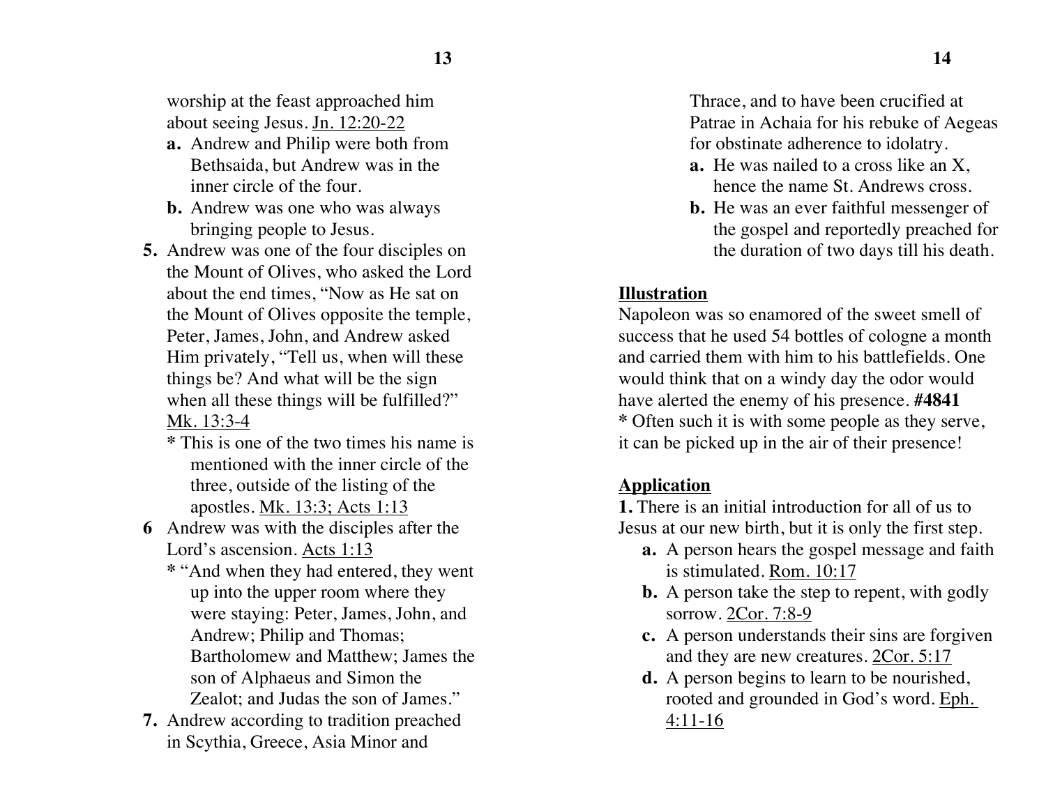worship at the feast approached him about seeing Jesus. Jn. 12:20-22

- **a.** Andrew and Philip were both from Bethsaida, but Andrew was in the inner circle of the four.
- **b.** Andrew was one who was always bringing people to Jesus.

**5.** Andrew was one of the four disciples on the Mount of Olives, who asked the Lord about the end times, "Now as He sat on the Mount of Olives opposite the temple, Peter, James, John, and Andrew asked Him privately, "Tell us, when will these things be? And what will be the sign when all these things will be fulfilled?" Mk. 13:3-4

- **\*** This is one of the two times his name is mentioned with the inner circle of the three, outside of the listing of the apostles. Mk. 13:3; Acts 1:13

**6** Andrew was with the disciples after the Lord's ascension. Acts 1:13

- **\*** "And when they had entered, they went up into the upper room where they were staying: Peter, James, John, and Andrew; Philip and Thomas; Bartholomew and Matthew; James the son of Alphaeus and Simon the Zealot; and Judas the son of James."

**7.** Andrew according to tradition preached in Scythia, Greece, Asia Minor and Thrace, and to have been crucified at Patrae in Achaia for his rebuke of Aegeas for obstinate adherence to idolatry.

- **a.** He was nailed to a cross like an X, hence the name St. Andrews cross.
- **b.** He was an ever faithful messenger of the gospel and reportedly preached for the duration of two days till his death.

**Illustration**

Napoleon was so enamored of the sweet smell of success that he used 54 bottles of cologne a month and carried them with him to his battlefields. One would think that on a windy day the odor would have alerted the enemy of his presence. **#4841**

**\*** Often such it is with some people as they serve, it can be picked up in the air of their presence!

**Application**

**1.** There is an initial introduction for all of us to Jesus at our new birth, but it is only the first step.

- **a.** A person hears the gospel message and faith is stimulated. Rom. 10:17
- **b.** A person take the step to repent, with godly sorrow. 2Cor. 7:8-9
- **c.** A person understands their sins are forgiven and they are new creatures. 2Cor. 5:17
- **d.** A person begins to learn to be nourished, rooted and grounded in God's word. Eph. 4:11-16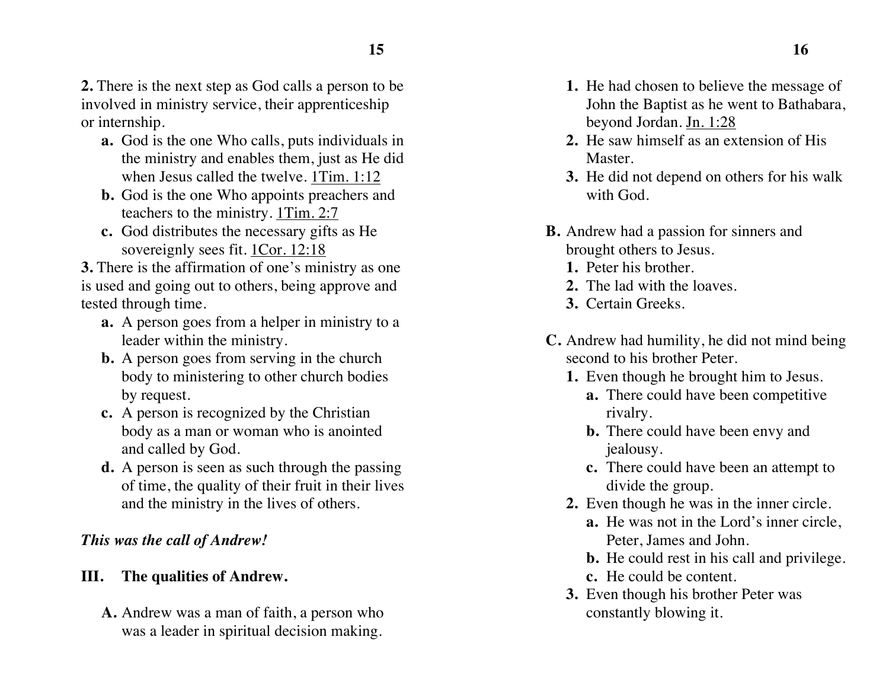**2.** There is the next step as God calls a person to be involved in ministry service, their apprenticeship or internship.

- **a.** God is the one Who calls, puts individuals in the ministry and enables them, just as He did when Jesus called the twelve. 1Tim. 1:12
- **b.** God is the one Who appoints preachers and teachers to the ministry. 1Tim. 2:7
- **c.** God distributes the necessary gifts as He sovereignly sees fit. 1Cor. 12:18

**3.** There is the affirmation of one's ministry as one is used and going out to others, being approve and tested through time.

- **a.** A person goes from a helper in ministry to a leader within the ministry.
- **b.** A person goes from serving in the church body to ministering to other church bodies by request.
- **c.** A person is recognized by the Christian body as a man or woman who is anointed and called by God.
- **d.** A person is seen as such through the passing of time, the quality of their fruit in their lives and the ministry in the lives of others.

***This was the call of Andrew!***

## III. The qualities of Andrew.

**A.** Andrew was a man of faith, a person who was a leader in spiritual decision making.

1. He had chosen to believe the message of John the Baptist as he went to Bathabara, beyond Jordan. Jn. 1:28
2. He saw himself as an extension of His Master.
3. He did not depend on others for his walk with God.

**B.** Andrew had a passion for sinners and brought others to Jesus.

1. Peter his brother.
2. The lad with the loaves.
3. Certain Greeks.

**C.** Andrew had humility, he did not mind being second to his brother Peter.

1. Even though he brought him to Jesus.
   - **a.** There could have been competitive rivalry.
   - **b.** There could have been envy and jealousy.
   - **c.** There could have been an attempt to divide the group.
2. Even though he was in the inner circle.
   - **a.** He was not in the Lord's inner circle, Peter, James and John.
   - **b.** He could rest in his call and privilege.
   - **c.** He could be content.
3. Even though his brother Peter was constantly blowing it.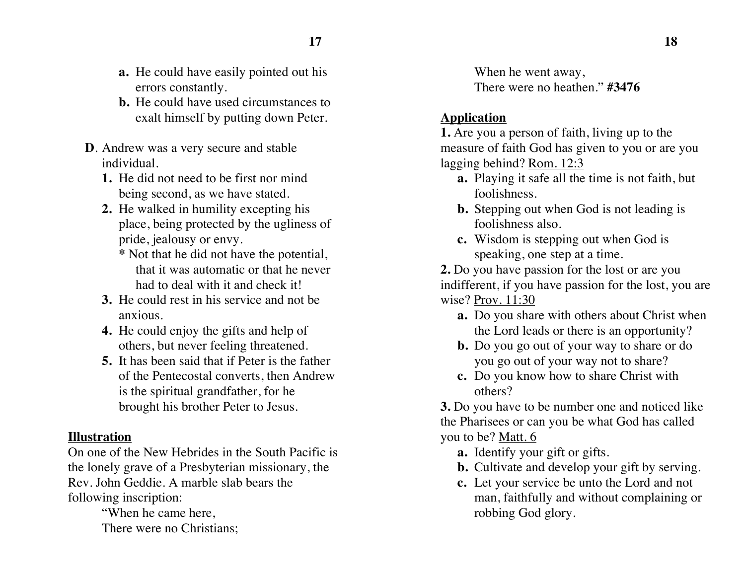- **a.** He could have easily pointed out his errors constantly.
   - **b.** He could have used circumstances to exalt himself by putting down Peter.

**D**. Andrew was a very secure and stable individual.

1. He did not need to be first nor mind being second, as we have stated.
2. He walked in humility excepting his place, being protected by the ugliness of pride, jealousy or envy.
   **\*** Not that he did not have the potential, that it was automatic or that he never had to deal with it and check it!
3. He could rest in his service and not be anxious.
4. He could enjoy the gifts and help of others, but never feeling threatened.
5. It has been said that if Peter is the father of the Pentecostal converts, then Andrew is the spiritual grandfather, for he brought his brother Peter to Jesus.

**<u>Illustration</u>**

On one of the New Hebrides in the South Pacific is the lonely grave of a Presbyterian missionary, the Rev. John Geddie. A marble slab bears the following inscription:

> "When he came here,
> There were no Christians;
> When he went away,
> There were no heathen." **#3476**

**<u>Application</u>**

**1.** Are you a person of faith, living up to the measure of faith God has given to you or are you lagging behind? <u>Rom. 12:3</u>

- **a.** Playing it safe all the time is not faith, but foolishness.
- **b.** Stepping out when God is not leading is foolishness also.
- **c.** Wisdom is stepping out when God is speaking, one step at a time.

**2.** Do you have passion for the lost or are you indifferent, if you have passion for the lost, you are wise? <u>Prov. 11:30</u>

- **a.** Do you share with others about Christ when the Lord leads or there is an opportunity?
- **b.** Do you go out of your way to share or do you go out of your way not to share?
- **c.** Do you know how to share Christ with others?

**3.** Do you have to be number one and noticed like the Pharisees or can you be what God has called you to be? <u>Matt. 6</u>

- **a.** Identify your gift or gifts.
- **b.** Cultivate and develop your gift by serving.
- **c.** Let your service be unto the Lord and not man, faithfully and without complaining or robbing God glory.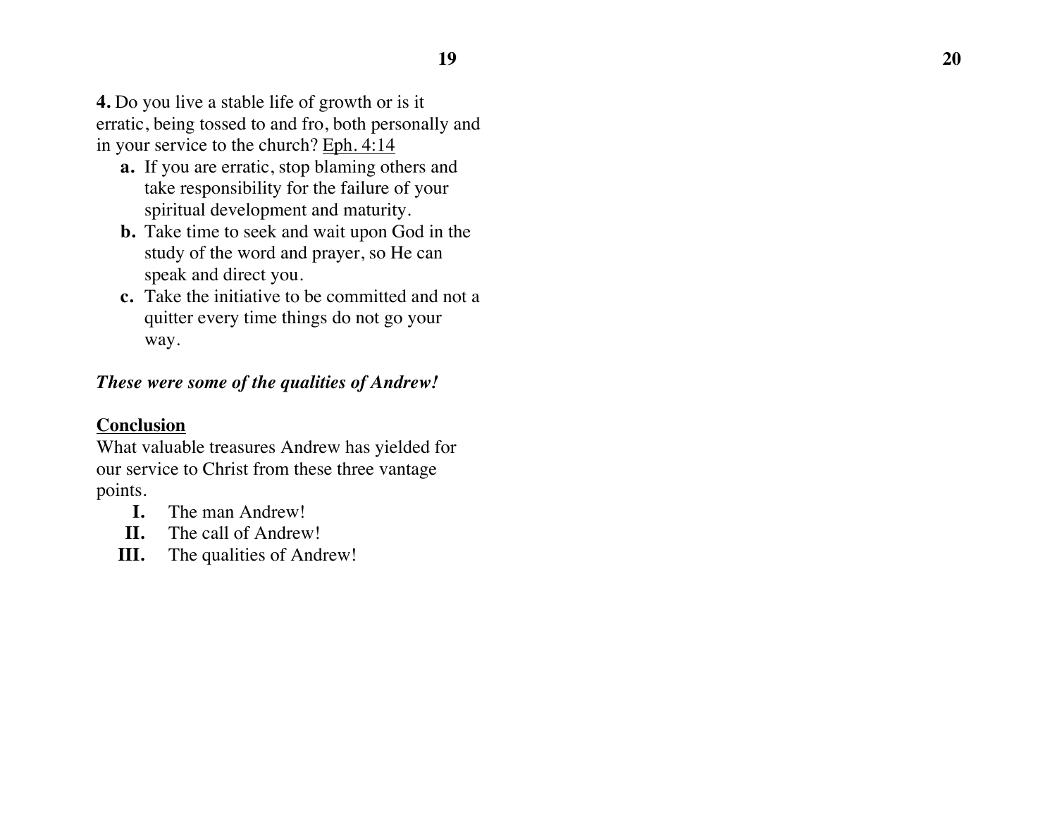**4.** Do you live a stable life of growth or is it erratic, being tossed to and fro, both personally and in your service to the church? Eph. 4:14

- **a.** If you are erratic, stop blaming others and take responsibility for the failure of your spiritual development and maturity.
- **b.** Take time to seek and wait upon God in the study of the word and prayer, so He can speak and direct you.
- **c.** Take the initiative to be committed and not a quitter every time things do not go your way.

***These were some of the qualities of Andrew!***

**Conclusion**

What valuable treasures Andrew has yielded for our service to Christ from these three vantage points.

- **I.** The man Andrew!
- **II.** The call of Andrew!
- **III.** The qualities of Andrew!